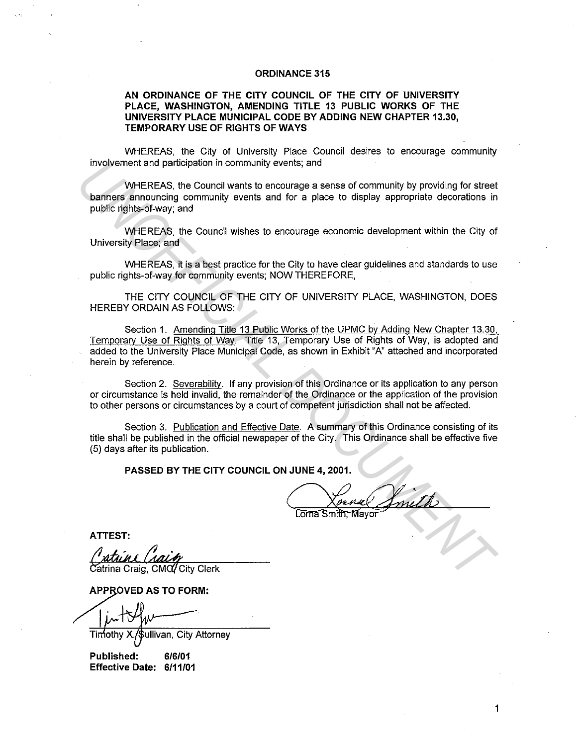# ORDINANCE 315

## AN ORDINANCE OF THE CITY COUNCIL OF THE CITY OF UNIVERSITY PLACE, WASHINGTON, AMENDING TITLE 13 PUBLIC WORKS OF THE UNIVERSITY PLACE MUNICIPAL CODE BY ADDING NEW CHAPTER 13.30, TEMPORARY USE OF RIGHTS OF WAYS

WHEREAS, the City of University Place Council desires to encourage community involvement and participation in community events; and

WHEREAS, the Council wants to encourage a sense of community by providing for street banners announcing community events and for a place to display appropriate decorations in public rights-of-way; and

WHEREAS, the Council wishes to encourage economic development within the City of University Place; and

WHEREAS, it is a best practice for the City to have clear guidelines and standards to use public rights-of-way for community events; NOW THEREFORE,

THE CITY COUNCIL OF THE CITY OF UNIVERSITY PLACE, WASHINGTON, DOES HEREBY ORDAIN AS FOLLOWS:

Section 1. Amending Title 13 Public Works of the UPMC by Adding New Chapter 13.30, Temporary Use of Rights of Way. Title 13, Temporary Use of Rights of Way, is adopted and added to the University Place Municipal Code, as shown in Exhibit "A" attached and incorporated herein by reference.

Section 2. Severability. If any provision of this Ordinance or its application to any person or circumstance is held invalid, the remainder of the Ordinance or the application of the provision to other persons or circumstances by a court of competent jurisdiction shall not be affected.

Section 3. Publication and Effective Date. A summary of this Ordinance consisting of its title shall be published in the official newspaper of the City. This Ordinance shall be effective five (5) days after its publication.

**PASSED BY THE CITY COUNCIL ON JUNE 4, 2001.**

Lorna Smith, Mayor

**ATTEST:**

Catrina Craig, CMC/ City Clerk

**APPROVED AS TO FORM:**

Timothy X. Sullivan, City Attorney

**Published: 6/6/01**
**Effective Date: 6/11/01**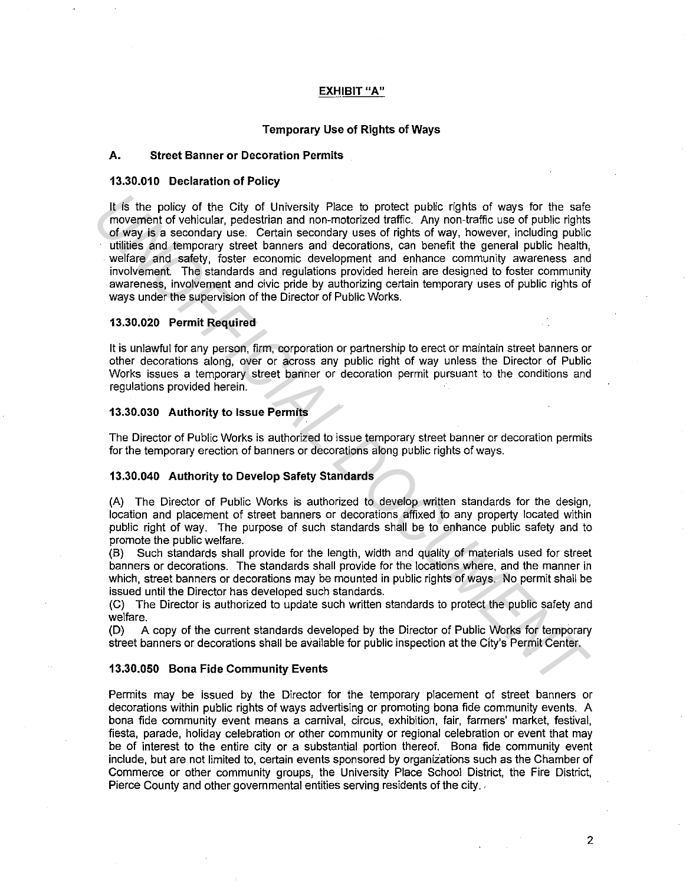## EXHIBIT "A"

### Temporary Use of Rights of Ways

### A. Street Banner or Decoration Permits

#### 13.30.010 Declaration of Policy

It is the policy of the City of University Place to protect public rights of ways for the safe movement of vehicular, pedestrian and non-motorized traffic. Any non-traffic use of public rights of way is a secondary use. Certain secondary uses of rights of way, however, including public utilities and temporary street banners and decorations, can benefit the general public health, welfare and safety, foster economic development and enhance community awareness and involvement. The standards and regulations provided herein are designed to foster community awareness, involvement and civic pride by authorizing certain temporary uses of public rights of ways under the supervision of the Director of Public Works.

#### 13.30.020 Permit Required

It is unlawful for any person, firm, corporation or partnership to erect or maintain street banners or other decorations along, over or across any public right of way unless the Director of Public Works issues a temporary street banner or decoration permit pursuant to the conditions and regulations provided herein.

#### 13.30.030 Authority to Issue Permits

The Director of Public Works is authorized to issue temporary street banner or decoration permits for the temporary erection of banners or decorations along public rights of ways.

#### 13.30.040 Authority to Develop Safety Standards

(A) The Director of Public Works is authorized to develop written standards for the design, location and placement of street banners or decorations affixed to any property located within public right of way. The purpose of such standards shall be to enhance public safety and to promote the public welfare.
(B) Such standards shall provide for the length, width and quality of materials used for street banners or decorations. The standards shall provide for the locations where, and the manner in which, street banners or decorations may be mounted in public rights of ways. No permit shall be issued until the Director has developed such standards.
(C) The Director is authorized to update such written standards to protect the public safety and welfare.
(D) A copy of the current standards developed by the Director of Public Works for temporary street banners or decorations shall be available for public inspection at the City's Permit Center.

#### 13.30.050 Bona Fide Community Events

Permits may be issued by the Director for the temporary placement of street banners or decorations within public rights of ways advertising or promoting bona fide community events. A bona fide community event means a carnival, circus, exhibition, fair, farmers' market, festival, fiesta, parade, holiday celebration or other community or regional celebration or event that may be of interest to the entire city or a substantial portion thereof. Bona fide community event include, but are not limited to, certain events sponsored by organizations such as the Chamber of Commerce or other community groups, the University Place School District, the Fire District, Pierce County and other governmental entities serving residents of the city.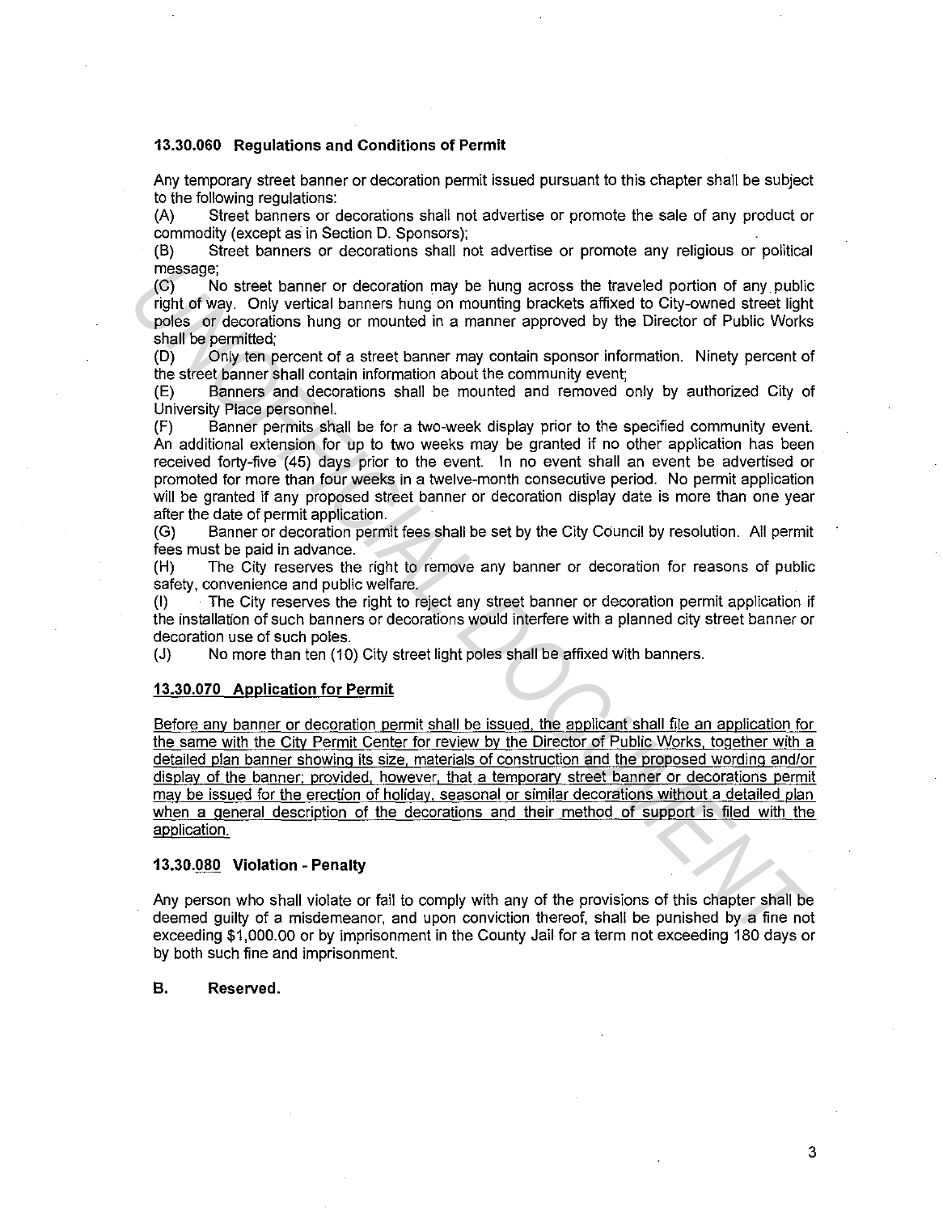**13.30.060 Regulations and Conditions of Permit**

Any temporary street banner or decoration permit issued pursuant to this chapter shall be subject to the following regulations:

(A) Street banners or decorations shall not advertise or promote the sale of any product or commodity (except as in Section D. Sponsors);

(B) Street banners or decorations shall not advertise or promote any religious or political message;

(C) No street banner or decoration may be hung across the traveled portion of any public right of way. Only vertical banners hung on mounting brackets affixed to City-owned street light poles or decorations hung or mounted in a manner approved by the Director of Public Works shall be permitted;

(D) Only ten percent of a street banner may contain sponsor information. Ninety percent of the street banner shall contain information about the community event;

(E) Banners and decorations shall be mounted and removed only by authorized City of University Place personnel.

(F) Banner permits shall be for a two-week display prior to the specified community event. An additional extension for up to two weeks may be granted if no other application has been received forty-five (45) days prior to the event. In no event shall an event be advertised or promoted for more than four weeks in a twelve-month consecutive period. No permit application will be granted if any proposed street banner or decoration display date is more than one year after the date of permit application.

(G) Banner or decoration permit fees shall be set by the City Council by resolution. All permit fees must be paid in advance.

(H) The City reserves the right to remove any banner or decoration for reasons of public safety, convenience and public welfare.

(I) The City reserves the right to reject any street banner or decoration permit application if the installation of such banners or decorations would interfere with a planned city street banner or decoration use of such poles.

(J) No more than ten (10) City street light poles shall be affixed with banners.

**<u>13.30.070 Application for Permit</u>**

<u>Before any banner or decoration permit shall be issued, the applicant shall file an application for the same with the City Permit Center for review by the Director of Public Works, together with a detailed plan banner showing its size, materials of construction and the proposed wording and/or display of the banner; provided, however, that a temporary street banner or decorations permit may be issued for the erection of holiday, seasonal or similar decorations without a detailed plan when a general description of the decorations and their method of support is filed with the application.</u>

**13.30.<u>080</u> Violation - Penalty**

Any person who shall violate or fail to comply with any of the provisions of this chapter shall be deemed guilty of a misdemeanor, and upon conviction thereof, shall be punished by a fine not exceeding $1,000.00 or by imprisonment in the County Jail for a term not exceeding 180 days or by both such fine and imprisonment.

**B. Reserved.**